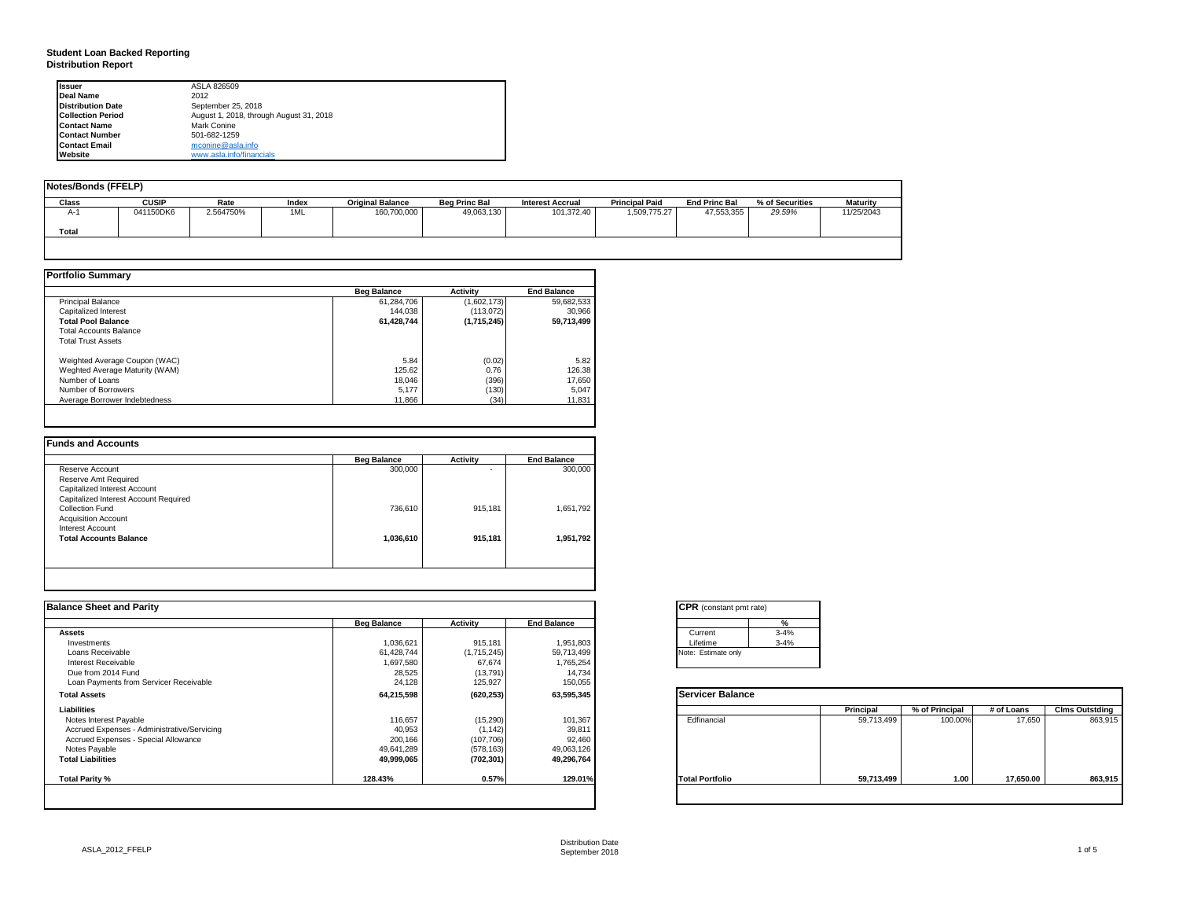# Student Loan Backed Reporting
## Distribution Report

| | |
|---|---|
| **Issuer** | ASLA 826509 |
| **Deal Name** | 2012 |
| **Distribution Date** | September 25, 2018 |
| **Collection Period** | August 1, 2018, through August 31, 2018 |
| **Contact Name** | Mark Conine |
| **Contact Number** | 501-682-1259 |
| **Contact Email** | mconine@asla.info |
| **Website** | www.asla.info/financials |

### Notes/Bonds (FFELP)

| Class | CUSIP | Rate | Index | Original Balance | Beg Princ Bal | Interest Accrual | Principal Paid | End Princ Bal | % of Securities | Maturity |
|---|---|---|---|---|---|---|---|---|---|---|
| A-1 | 041150DK6 | 2.564750% | 1ML | 160,700,000 | 49,063,130 | 101,372.40 | 1,509,775.27 | 47,553,355 | 29.59% | 11/25/2043 |
| **Total** | | | | | | | | | | |

### Portfolio Summary

| | Beg Balance | Activity | End Balance |
|---|---|---|---|
| Principal Balance | 61,284,706 | (1,602,173) | 59,682,533 |
| Capitalized Interest | 144,038 | (113,072) | 30,966 |
| **Total Pool Balance** | **61,428,744** | **(1,715,245)** | **59,713,499** |
| Total Accounts Balance | | | |
| Total Trust Assets | | | |
| Weighted Average Coupon (WAC) | 5.84 | (0.02) | 5.82 |
| Weghted Average Maturity (WAM) | 125.62 | 0.76 | 126.38 |
| Number of Loans | 18,046 | (396) | 17,650 |
| Number of Borrowers | 5,177 | (130) | 5,047 |
| Average Borrower Indebtedness | 11,866 | (34) | 11,831 |

### Funds and Accounts

| | Beg Balance | Activity | End Balance |
|---|---|---|---|
| Reserve Account | 300,000 | - | 300,000 |
| Reserve Amt Required | | | |
| Capitalized Interest Account | | | |
| Capitalized Interest Account Required | | | |
| Collection Fund | 736,610 | 915,181 | 1,651,792 |
| Acquisition Account | | | |
| Interest Account | | | |
| **Total Accounts Balance** | **1,036,610** | **915,181** | **1,951,792** |

### Balance Sheet and Parity

| | Beg Balance | Activity | End Balance |
|---|---|---|---|
| **Assets** | | | |
| Investments | 1,036,621 | 915,181 | 1,951,803 |
| Loans Receivable | 61,428,744 | (1,715,245) | 59,713,499 |
| Interest Receivable | 1,697,580 | 67,674 | 1,765,254 |
| Due from 2014 Fund | 28,525 | (13,791) | 14,734 |
| Loan Payments from Servicer Receivable | 24,128 | 125,927 | 150,055 |
| **Total Assets** | **64,215,598** | **(620,253)** | **63,595,345** |
| **Liabilities** | | | |
| Notes Interest Payable | 116,657 | (15,290) | 101,367 |
| Accrued Expenses - Administrative/Servicing | 40,953 | (1,142) | 39,811 |
| Accrued Expenses - Special Allowance | 200,166 | (107,706) | 92,460 |
| Notes Payable | 49,641,289 | (578,163) | 49,063,126 |
| **Total Liabilities** | **49,999,065** | **(702,301)** | **49,296,764** |
| **Total Parity %** | **128.43%** | **0.57%** | **129.01%** |

### CPR (constant pmt rate)

| | % |
|---|---|
| Current | 3-4% |
| Lifetime | 3-4% |

Note: Estimate only

### Servicer Balance

| | Principal | % of Principal | # of Loans | Clms Outstding |
|---|---|---|---|---|
| Edfinancial | 59,713,499 | 100.00% | 17,650 | 863,915 |
| **Total Portfolio** | **59,713,499** | **1.00** | **17,650.00** | **863,915** |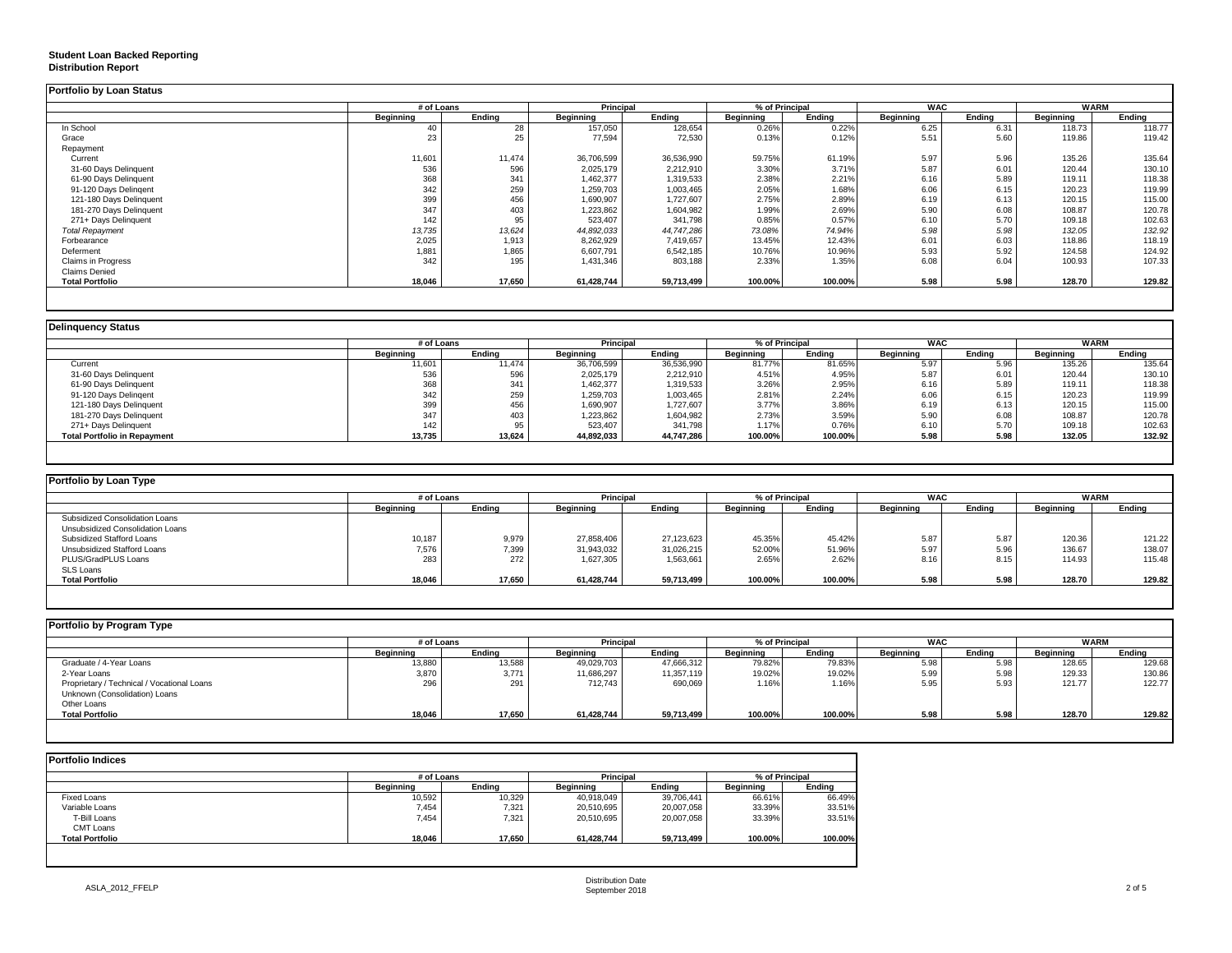**Student Loan Backed Reporting**
**Distribution Report**

## Portfolio by Loan Status

| | # of Loans | | Principal | | % of Principal | | WAC | | WARM | |
|---|---|---|---|---|---|---|---|---|---|---|
| | Beginning | Ending | Beginning | Ending | Beginning | Ending | Beginning | Ending | Beginning | Ending |
| In School | 40 | 28 | 157,050 | 128,654 | 0.26% | 0.22% | 6.25 | 6.31 | 118.73 | 118.77 |
| Grace | 23 | 25 | 77,594 | 72,530 | 0.13% | 0.12% | 5.51 | 5.60 | 119.86 | 119.42 |
| Repayment | | | | | | | | | | |
| Current | 11,601 | 11,474 | 36,706,599 | 36,536,990 | 59.75% | 61.19% | 5.97 | 5.96 | 135.26 | 135.64 |
| 31-60 Days Delinquent | 536 | 596 | 2,025,179 | 2,212,910 | 3.30% | 3.71% | 5.87 | 6.01 | 120.44 | 130.10 |
| 61-90 Days Delinquent | 368 | 341 | 1,462,377 | 1,319,533 | 2.38% | 2.21% | 6.16 | 5.89 | 119.11 | 118.38 |
| 91-120 Days Delingent | 342 | 259 | 1,259,703 | 1,003,465 | 2.05% | 1.68% | 6.06 | 6.15 | 120.23 | 119.99 |
| 121-180 Days Delinquent | 399 | 456 | 1,690,907 | 1,727,607 | 2.75% | 2.89% | 6.19 | 6.13 | 120.15 | 115.00 |
| 181-270 Days Delinquent | 347 | 403 | 1,223,862 | 1,604,982 | 1.99% | 2.69% | 5.90 | 6.08 | 108.87 | 120.78 |
| 271+ Days Delinquent | 142 | 95 | 523,407 | 341,798 | 0.85% | 0.57% | 6.10 | 5.70 | 109.18 | 102.63 |
| *Total Repayment* | *13,735* | *13,624* | *44,892,033* | *44,747,286* | *73.08%* | *74.94%* | *5.98* | *5.98* | *132.05* | *132.92* |
| Forbearance | 2,025 | 1,913 | 8,262,929 | 7,419,657 | 13.45% | 12.43% | 6.01 | 6.03 | 118.86 | 118.19 |
| Deferment | 1,881 | 1,865 | 6,607,791 | 6,542,185 | 10.76% | 10.96% | 5.93 | 5.92 | 124.58 | 124.92 |
| Claims in Progress | 342 | 195 | 1,431,346 | 803,188 | 2.33% | 1.35% | 6.08 | 6.04 | 100.93 | 107.33 |
| Claims Denied | | | | | | | | | | |
| **Total Portfolio** | **18,046** | **17,650** | **61,428,744** | **59,713,499** | **100.00%** | **100.00%** | **5.98** | **5.98** | **128.70** | **129.82** |

## Delinquency Status

| | # of Loans | | Principal | | % of Principal | | WAC | | WARM | |
|---|---|---|---|---|---|---|---|---|---|---|
| | Beginning | Ending | Beginning | Ending | Beginning | Ending | Beginning | Ending | Beginning | Ending |
| Current | 11,601 | 11,474 | 36,706,599 | 36,536,990 | 81.77% | 81.65% | 5.97 | 5.96 | 135.26 | 135.64 |
| 31-60 Days Delinquent | 536 | 596 | 2,025,179 | 2,212,910 | 4.51% | 4.95% | 5.87 | 6.01 | 120.44 | 130.10 |
| 61-90 Days Delinquent | 368 | 341 | 1,462,377 | 1,319,533 | 3.26% | 2.95% | 6.16 | 5.89 | 119.11 | 118.38 |
| 91-120 Days Delingent | 342 | 259 | 1,259,703 | 1,003,465 | 2.81% | 2.24% | 6.06 | 6.15 | 120.23 | 119.99 |
| 121-180 Days Delinquent | 399 | 456 | 1,690,907 | 1,727,607 | 3.77% | 3.86% | 6.19 | 6.13 | 120.15 | 115.00 |
| 181-270 Days Delinquent | 347 | 403 | 1,223,862 | 1,604,982 | 2.73% | 3.59% | 5.90 | 6.08 | 108.87 | 120.78 |
| 271+ Days Delinquent | 142 | 95 | 523,407 | 341,798 | 1.17% | 0.76% | 6.10 | 5.70 | 109.18 | 102.63 |
| **Total Portfolio in Repayment** | **13,735** | **13,624** | **44,892,033** | **44,747,286** | **100.00%** | **100.00%** | **5.98** | **5.98** | **132.05** | **132.92** |

## Portfolio by Loan Type

| | # of Loans | | Principal | | % of Principal | | WAC | | WARM | |
|---|---|---|---|---|---|---|---|---|---|---|
| | Beginning | Ending | Beginning | Ending | Beginning | Ending | Beginning | Ending | Beginning | Ending |
| Subsidized Consolidation Loans | | | | | | | | | | |
| Unsubsidized Consolidation Loans | | | | | | | | | | |
| Subsidized Stafford Loans | 10,187 | 9,979 | 27,858,406 | 27,123,623 | 45.35% | 45.42% | 5.87 | 5.87 | 120.36 | 121.22 |
| Unsubsidized Stafford Loans | 7,576 | 7,399 | 31,943,032 | 31,026,215 | 52.00% | 51.96% | 5.97 | 5.96 | 136.67 | 138.07 |
| PLUS/GradPLUS Loans | 283 | 272 | 1,627,305 | 1,563,661 | 2.65% | 2.62% | 8.16 | 8.15 | 114.93 | 115.48 |
| SLS Loans | | | | | | | | | | |
| **Total Portfolio** | **18,046** | **17,650** | **61,428,744** | **59,713,499** | **100.00%** | **100.00%** | **5.98** | **5.98** | **128.70** | **129.82** |

## Portfolio by Program Type

| | # of Loans | | Principal | | % of Principal | | WAC | | WARM | |
|---|---|---|---|---|---|---|---|---|---|---|
| | Beginning | Ending | Beginning | Ending | Beginning | Ending | Beginning | Ending | Beginning | Ending |
| Graduate / 4-Year Loans | 13,880 | 13,588 | 49,029,703 | 47,666,312 | 79.82% | 79.83% | 5.98 | 5.98 | 128.65 | 129.68 |
| 2-Year Loans | 3,870 | 3,771 | 11,686,297 | 11,357,119 | 19.02% | 19.02% | 5.99 | 5.98 | 129.33 | 130.86 |
| Proprietary / Technical / Vocational Loans | 296 | 291 | 712,743 | 690,069 | 1.16% | 1.16% | 5.95 | 5.93 | 121.77 | 122.77 |
| Unknown (Consolidation) Loans | | | | | | | | | | |
| Other Loans | | | | | | | | | | |
| **Total Portfolio** | **18,046** | **17,650** | **61,428,744** | **59,713,499** | **100.00%** | **100.00%** | **5.98** | **5.98** | **128.70** | **129.82** |

## Portfolio Indices

| | # of Loans | | Principal | | % of Principal | |
|---|---|---|---|---|---|---|
| | Beginning | Ending | Beginning | Ending | Beginning | Ending |
| Fixed Loans | 10,592 | 10,329 | 40,918,049 | 39,706,441 | 66.61% | 66.49% |
| Variable Loans | 7,454 | 7,321 | 20,510,695 | 20,007,058 | 33.39% | 33.51% |
| T-Bill Loans | 7,454 | 7,321 | 20,510,695 | 20,007,058 | 33.39% | 33.51% |
| CMT Loans | | | | | | |
| **Total Portfolio** | **18,046** | **17,650** | **61,428,744** | **59,713,499** | **100.00%** | **100.00%** |

ASLA_2012_FFELP

Distribution Date
September 2018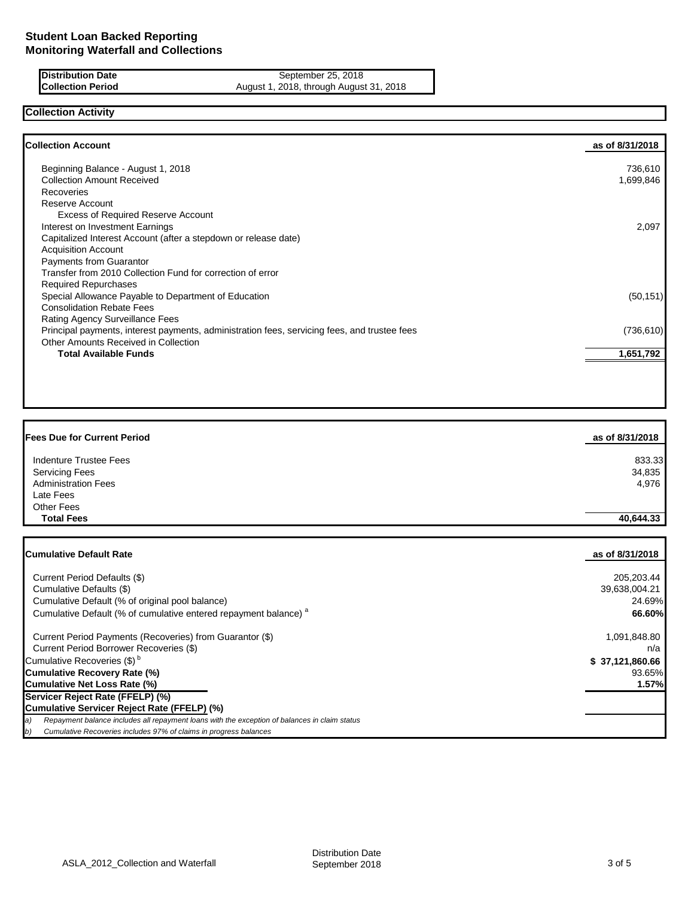# Student Loan Backed Reporting
# Monitoring Waterfall and Collections

| | |
|---|---|
| **Distribution Date** | September 25, 2018 |
| **Collection Period** | August 1, 2018, through August 31, 2018 |

## Collection Activity

| **Collection Account** | **as of 8/31/2018** |
|---|---|
| Beginning Balance - August 1, 2018 | 736,610 |
| Collection Amount Received | 1,699,846 |
| Recoveries | |
| Reserve Account | |
| Excess of Required Reserve Account | |
| Interest on Investment Earnings | 2,097 |
| Capitalized Interest Account (after a stepdown or release date) | |
| Acquisition Account | |
| Payments from Guarantor | |
| Transfer from 2010 Collection Fund for correction of error | |
| Required Repurchases | |
| Special Allowance Payable to Department of Education | (50,151) |
| Consolidation Rebate Fees | |
| Rating Agency Surveillance Fees | |
| Principal payments, interest payments, administration fees, servicing fees, and trustee fees | (736,610) |
| Other Amounts Received in Collection | |
| **Total Available Funds** | **1,651,792** |

| **Fees Due for Current Period** | **as of 8/31/2018** |
|---|---|
| Indenture Trustee Fees | 833.33 |
| Servicing Fees | 34,835 |
| Administration Fees | 4,976 |
| Late Fees | |
| Other Fees | |
| **Total Fees** | **40,644.33** |

| **Cumulative Default Rate** | **as of 8/31/2018** |
|---|---|
| Current Period Defaults ($) | 205,203.44 |
| Cumulative Defaults ($) | 39,638,004.21 |
| Cumulative Default (% of original pool balance) | 24.69% |
| Cumulative Default (% of cumulative entered repayment balance) [a] | **66.60%** |
| Current Period Payments (Recoveries) from Guarantor ($) | 1,091,848.80 |
| Current Period Borrower Recoveries ($) | n/a |
| Cumulative Recoveries ($) [b] | **$ 37,121,860.66** |
| **Cumulative Recovery Rate (%)** | 93.65% |
| **Cumulative Net Loss Rate (%)** | **1.57%** |
| **Servicer Reject Rate (FFELP) (%)** | |
| **Cumulative Servicer Reject Rate (FFELP) (%)** | |

*a) Repayment balance includes all repayment loans with the exception of balances in claim status*

*b) Cumulative Recoveries includes 97% of claims in progress balances*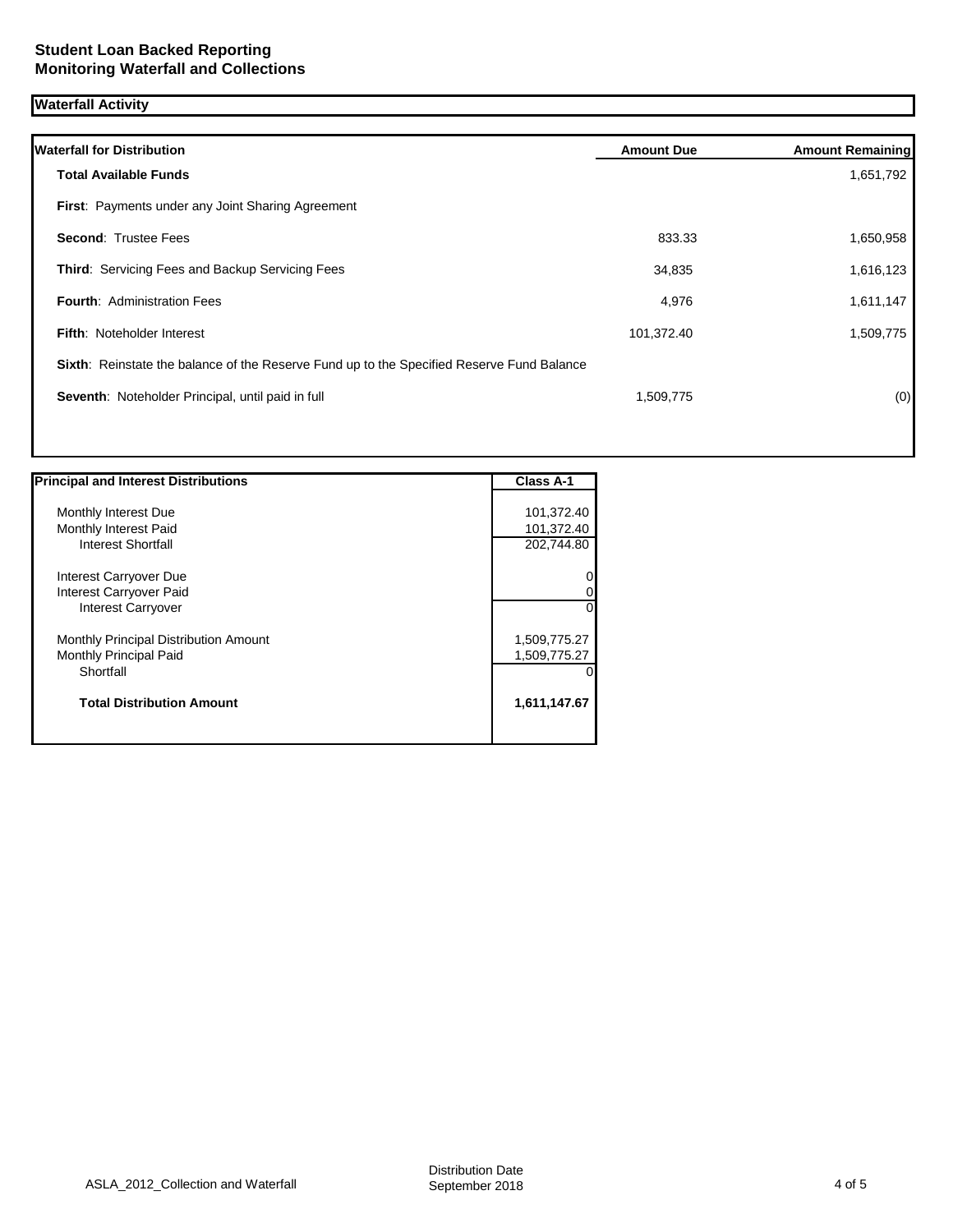**Student Loan Backed Reporting**
**Monitoring Waterfall and Collections**

## Waterfall Activity

| Waterfall for Distribution | Amount Due | Amount Remaining |
|---|---|---|
| **Total Available Funds** | | 1,651,792 |
| **First**: Payments under any Joint Sharing Agreement | | |
| **Second**: Trustee Fees | 833.33 | 1,650,958 |
| **Third**: Servicing Fees and Backup Servicing Fees | 34,835 | 1,616,123 |
| **Fourth**: Administration Fees | 4,976 | 1,611,147 |
| **Fifth**: Noteholder Interest | 101,372.40 | 1,509,775 |
| **Sixth**: Reinstate the balance of the Reserve Fund up to the Specified Reserve Fund Balance | | |
| **Seventh**: Noteholder Principal, until paid in full | 1,509,775 | (0) |

| Principal and Interest Distributions | Class A-1 |
|---|---|
| Monthly Interest Due | 101,372.40 |
| Monthly Interest Paid | 101,372.40 |
| Interest Shortfall | 202,744.80 |
| Interest Carryover Due | 0 |
| Interest Carryover Paid | 0 |
| Interest Carryover | 0 |
| Monthly Principal Distribution Amount | 1,509,775.27 |
| Monthly Principal Paid | 1,509,775.27 |
| Shortfall | 0 |
| **Total Distribution Amount** | **1,611,147.67** |

ASLA_2012_Collection and Waterfall

Distribution Date
September 2018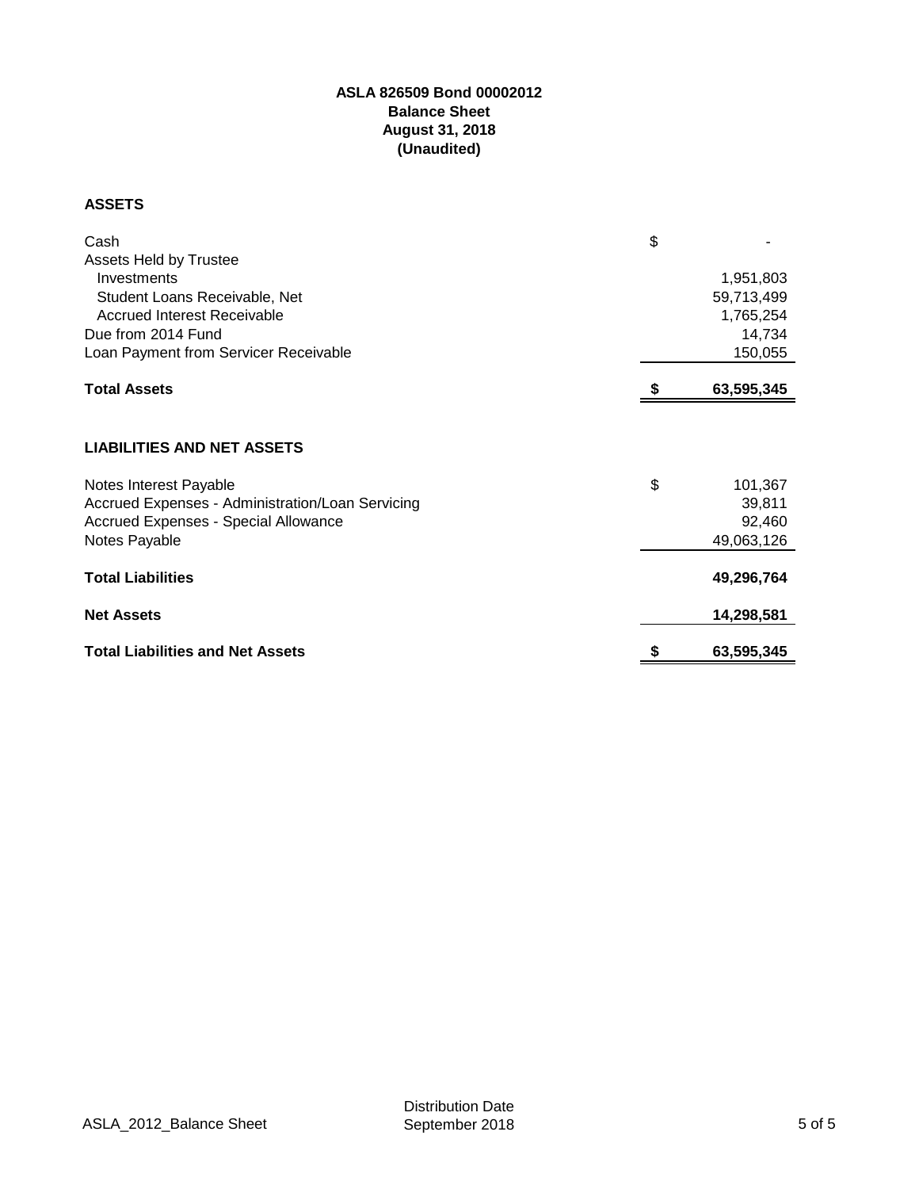**ASLA 826509 Bond 00002012**
**Balance Sheet**
**August 31, 2018**
**(Unaudited)**

**ASSETS**

| | | |
|---|---|---|
| Cash | $ | - |
| Assets Held by Trustee | | |
| Investments | | 1,951,803 |
| Student Loans Receivable, Net | | 59,713,499 |
| Accrued Interest Receivable | | 1,765,254 |
| Due from 2014 Fund | | 14,734 |
| Loan Payment from Servicer Receivable | | 150,055 |
| **Total Assets** | **$** | **63,595,345** |

**LIABILITIES AND NET ASSETS**

| | | |
|---|---|---|
| Notes Interest Payable | $ | 101,367 |
| Accrued Expenses - Administration/Loan Servicing | | 39,811 |
| Accrued Expenses - Special Allowance | | 92,460 |
| Notes Payable | | 49,063,126 |
| **Total Liabilities** | | **49,296,764** |
| **Net Assets** | | **14,298,581** |
| **Total Liabilities and Net Assets** | **$** | **63,595,345** |

ASLA_2012_Balance Sheet

Distribution Date
September 2018